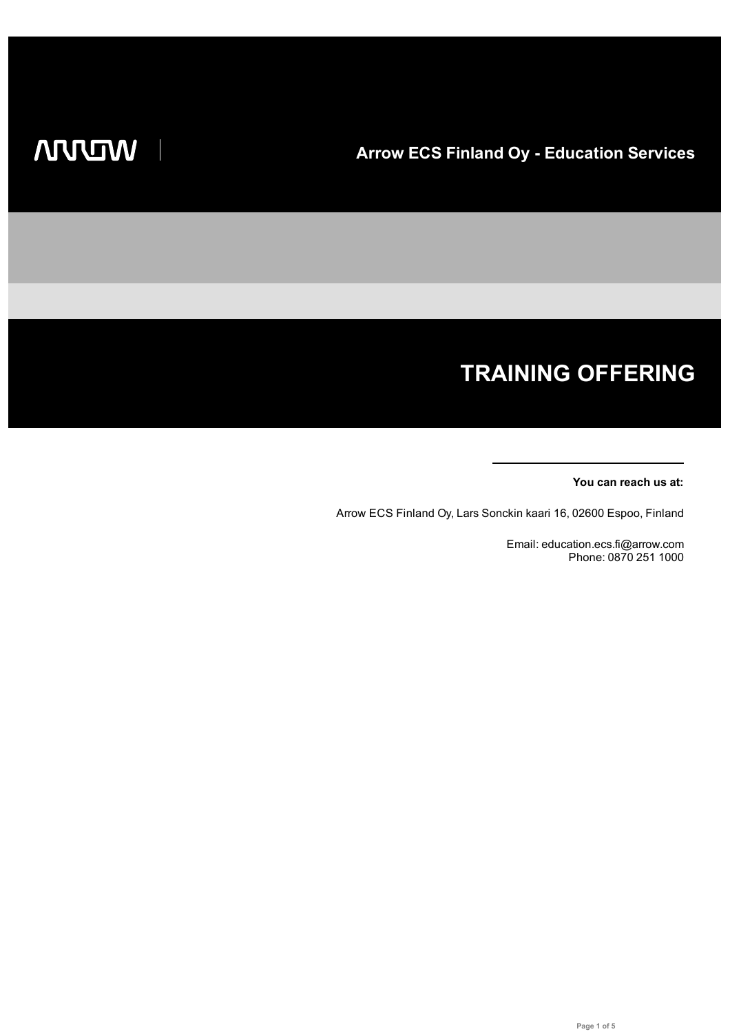ARROW

## Arrow ECS Finland Oy - Education Services

# TRAINING OFFERING

**You can reach us at:**

Arrow ECS Finland Oy, Lars Sonckin kaari 16, 02600 Espoo, Finland

Email: education.ecs.fi@arrow.com
Phone: 0870 251 1000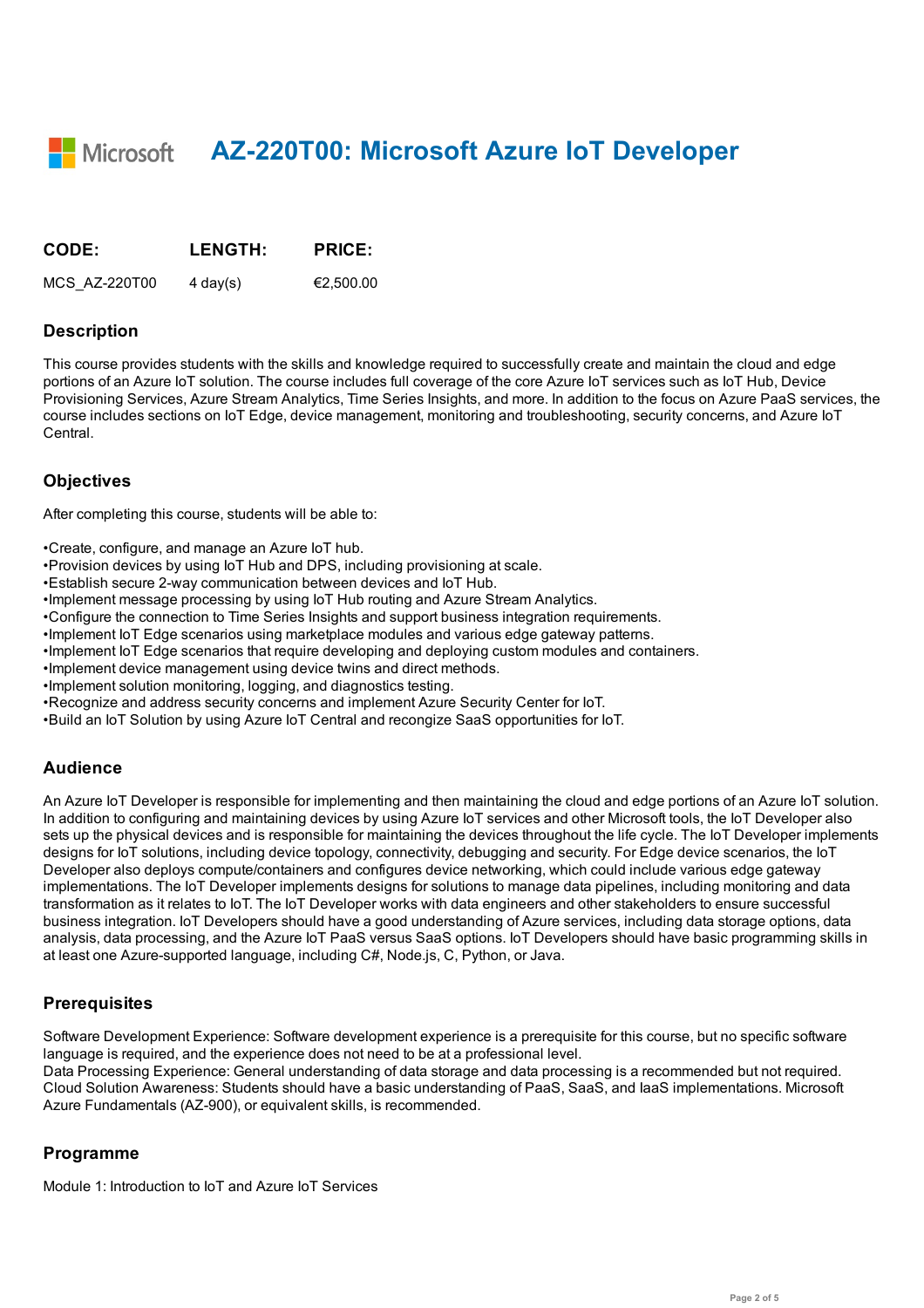# AZ-220T00: Microsoft Azure IoT Developer

| CODE: | LENGTH: | PRICE: |
|---|---|---|
| MCS_AZ-220T00 | 4 day(s) | €2,500.00 |

## Description

This course provides students with the skills and knowledge required to successfully create and maintain the cloud and edge portions of an Azure IoT solution. The course includes full coverage of the core Azure IoT services such as IoT Hub, Device Provisioning Services, Azure Stream Analytics, Time Series Insights, and more. In addition to the focus on Azure PaaS services, the course includes sections on IoT Edge, device management, monitoring and troubleshooting, security concerns, and Azure IoT Central.

## Objectives

After completing this course, students will be able to:

•Create, configure, and manage an Azure IoT hub.
•Provision devices by using IoT Hub and DPS, including provisioning at scale.
•Establish secure 2-way communication between devices and IoT Hub.
•Implement message processing by using IoT Hub routing and Azure Stream Analytics.
•Configure the connection to Time Series Insights and support business integration requirements.
•Implement IoT Edge scenarios using marketplace modules and various edge gateway patterns.
•Implement IoT Edge scenarios that require developing and deploying custom modules and containers.
•Implement device management using device twins and direct methods.
•Implement solution monitoring, logging, and diagnostics testing.
•Recognize and address security concerns and implement Azure Security Center for IoT.
•Build an IoT Solution by using Azure IoT Central and recongize SaaS opportunities for IoT.

## Audience

An Azure IoT Developer is responsible for implementing and then maintaining the cloud and edge portions of an Azure IoT solution. In addition to configuring and maintaining devices by using Azure IoT services and other Microsoft tools, the IoT Developer also sets up the physical devices and is responsible for maintaining the devices throughout the life cycle. The IoT Developer implements designs for IoT solutions, including device topology, connectivity, debugging and security. For Edge device scenarios, the IoT Developer also deploys compute/containers and configures device networking, which could include various edge gateway implementations. The IoT Developer implements designs for solutions to manage data pipelines, including monitoring and data transformation as it relates to IoT. The IoT Developer works with data engineers and other stakeholders to ensure successful business integration. IoT Developers should have a good understanding of Azure services, including data storage options, data analysis, data processing, and the Azure IoT PaaS versus SaaS options. IoT Developers should have basic programming skills in at least one Azure-supported language, including C#, Node.js, C, Python, or Java.

## Prerequisites

Software Development Experience: Software development experience is a prerequisite for this course, but no specific software language is required, and the experience does not need to be at a professional level.
Data Processing Experience: General understanding of data storage and data processing is a recommended but not required.
Cloud Solution Awareness: Students should have a basic understanding of PaaS, SaaS, and IaaS implementations. Microsoft Azure Fundamentals (AZ-900), or equivalent skills, is recommended.

## Programme

Module 1: Introduction to IoT and Azure IoT Services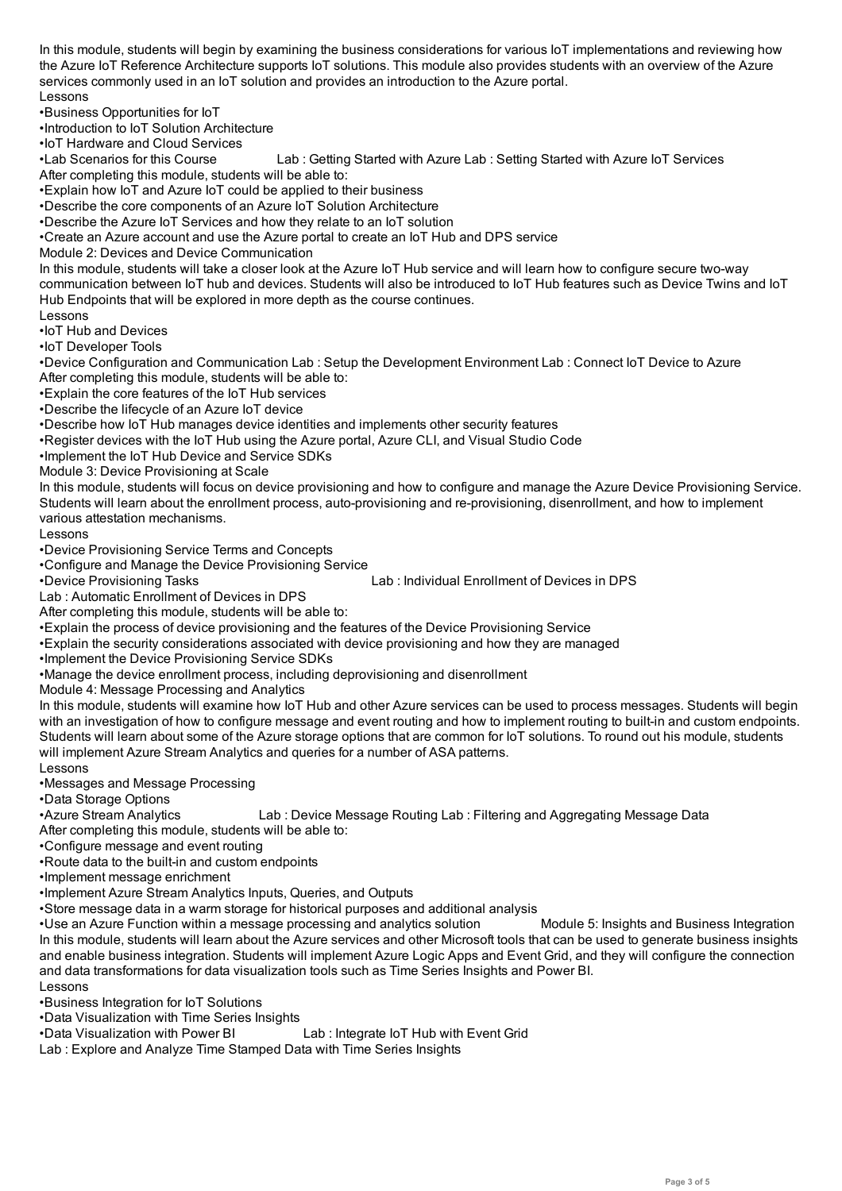In this module, students will begin by examining the business considerations for various IoT implementations and reviewing how the Azure IoT Reference Architecture supports IoT solutions. This module also provides students with an overview of the Azure services commonly used in an IoT solution and provides an introduction to the Azure portal.

Lessons

- Business Opportunities for IoT
- Introduction to IoT Solution Architecture
- IoT Hardware and Cloud Services
- Lab Scenarios for this Course

Lab : Getting Started with Azure Lab : Setting Started with Azure IoT Services

After completing this module, students will be able to:

- Explain how IoT and Azure IoT could be applied to their business
- Describe the core components of an Azure IoT Solution Architecture
- Describe the Azure IoT Services and how they relate to an IoT solution
- Create an Azure account and use the Azure portal to create an IoT Hub and DPS service

## Module 2: Devices and Device Communication

In this module, students will take a closer look at the Azure IoT Hub service and will learn how to configure secure two-way communication between IoT hub and devices. Students will also be introduced to IoT Hub features such as Device Twins and IoT Hub Endpoints that will be explored in more depth as the course continues.

Lessons

- IoT Hub and Devices
- IoT Developer Tools
- Device Configuration and Communication

Lab : Setup the Development Environment Lab : Connect IoT Device to Azure

After completing this module, students will be able to:

- Explain the core features of the IoT Hub services
- Describe the lifecycle of an Azure IoT device
- Describe how IoT Hub manages device identities and implements other security features
- Register devices with the IoT Hub using the Azure portal, Azure CLI, and Visual Studio Code
- Implement the IoT Hub Device and Service SDKs

## Module 3: Device Provisioning at Scale

In this module, students will focus on device provisioning and how to configure and manage the Azure Device Provisioning Service. Students will learn about the enrollment process, auto-provisioning and re-provisioning, disenrollment, and how to implement various attestation mechanisms.

Lessons

- Device Provisioning Service Terms and Concepts
- Configure and Manage the Device Provisioning Service
- Device Provisioning Tasks

Lab : Individual Enrollment of Devices in DPS

Lab : Automatic Enrollment of Devices in DPS

After completing this module, students will be able to:

- Explain the process of device provisioning and the features of the Device Provisioning Service
- Explain the security considerations associated with device provisioning and how they are managed
- Implement the Device Provisioning Service SDKs
- Manage the device enrollment process, including deprovisioning and disenrollment

## Module 4: Message Processing and Analytics

In this module, students will examine how IoT Hub and other Azure services can be used to process messages. Students will begin with an investigation of how to configure message and event routing and how to implement routing to built-in and custom endpoints. Students will learn about some of the Azure storage options that are common for IoT solutions. To round out his module, students will implement Azure Stream Analytics and queries for a number of ASA patterns.

Lessons

- Messages and Message Processing
- Data Storage Options
- Azure Stream Analytics

Lab : Device Message Routing Lab : Filtering and Aggregating Message Data

After completing this module, students will be able to:

- Configure message and event routing
- Route data to the built-in and custom endpoints
- Implement message enrichment
- Implement Azure Stream Analytics Inputs, Queries, and Outputs
- Store message data in a warm storage for historical purposes and additional analysis
- Use an Azure Function within a message processing and analytics solution

## Module 5: Insights and Business Integration

In this module, students will learn about the Azure services and other Microsoft tools that can be used to generate business insights and enable business integration. Students will implement Azure Logic Apps and Event Grid, and they will configure the connection and data transformations for data visualization tools such as Time Series Insights and Power BI.

Lessons

- Business Integration for IoT Solutions
- Data Visualization with Time Series Insights
- Data Visualization with Power BI

Lab : Integrate IoT Hub with Event Grid

Lab : Explore and Analyze Time Stamped Data with Time Series Insights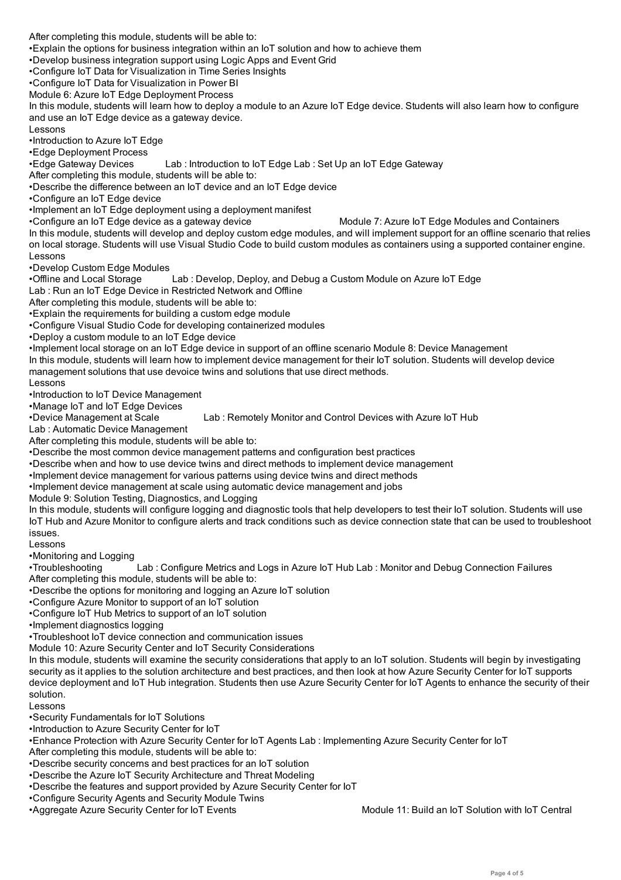After completing this module, students will be able to:

- Explain the options for business integration within an IoT solution and how to achieve them
- Develop business integration support using Logic Apps and Event Grid
- Configure IoT Data for Visualization in Time Series Insights
- Configure IoT Data for Visualization in Power BI

## Module 6: Azure IoT Edge Deployment Process

In this module, students will learn how to deploy a module to an Azure IoT Edge device. Students will also learn how to configure and use an IoT Edge device as a gateway device.

Lessons

- Introduction to Azure IoT Edge
- Edge Deployment Process
- Edge Gateway Devices

Lab : Introduction to IoT Edge

Lab : Set Up an IoT Edge Gateway

After completing this module, students will be able to:

- Describe the difference between an IoT device and an IoT Edge device
- Configure an IoT Edge device
- Implement an IoT Edge deployment using a deployment manifest
- Configure an IoT Edge device as a gateway device

## Module 7: Azure IoT Edge Modules and Containers

In this module, students will develop and deploy custom edge modules, and will implement support for an offline scenario that relies on local storage. Students will use Visual Studio Code to build custom modules as containers using a supported container engine.

Lessons

- Develop Custom Edge Modules
- Offline and Local Storage

Lab : Develop, Deploy, and Debug a Custom Module on Azure IoT Edge

Lab : Run an IoT Edge Device in Restricted Network and Offline

After completing this module, students will be able to:

- Explain the requirements for building a custom edge module
- Configure Visual Studio Code for developing containerized modules
- Deploy a custom module to an IoT Edge device
- Implement local storage on an IoT Edge device in support of an offline scenario

## Module 8: Device Management

In this module, students will learn how to implement device management for their IoT solution. Students will develop device management solutions that use devoice twins and solutions that use direct methods.

Lessons

- Introduction to IoT Device Management
- Manage IoT and IoT Edge Devices
- Device Management at Scale

Lab : Remotely Monitor and Control Devices with Azure IoT Hub

Lab : Automatic Device Management

After completing this module, students will be able to:

- Describe the most common device management patterns and configuration best practices
- Describe when and how to use device twins and direct methods to implement device management
- Implement device management for various patterns using device twins and direct methods
- Implement device management at scale using automatic device management and jobs

## Module 9: Solution Testing, Diagnostics, and Logging

In this module, students will configure logging and diagnostic tools that help developers to test their IoT solution. Students will use IoT Hub and Azure Monitor to configure alerts and track conditions such as device connection state that can be used to troubleshoot issues.

Lessons

- Monitoring and Logging
- Troubleshooting

Lab : Configure Metrics and Logs in Azure IoT Hub

Lab : Monitor and Debug Connection Failures

After completing this module, students will be able to:

- Describe the options for monitoring and logging an Azure IoT solution
- Configure Azure Monitor to support of an IoT solution
- Configure IoT Hub Metrics to support of an IoT solution
- Implement diagnostics logging
- Troubleshoot IoT device connection and communication issues

## Module 10: Azure Security Center and IoT Security Considerations

In this module, students will examine the security considerations that apply to an IoT solution. Students will begin by investigating security as it applies to the solution architecture and best practices, and then look at how Azure Security Center for IoT supports device deployment and IoT Hub integration. Students then use Azure Security Center for IoT Agents to enhance the security of their solution.

Lessons

- Security Fundamentals for IoT Solutions
- Introduction to Azure Security Center for IoT
- Enhance Protection with Azure Security Center for IoT Agents

Lab : Implementing Azure Security Center for IoT

After completing this module, students will be able to:

- Describe security concerns and best practices for an IoT solution
- Describe the Azure IoT Security Architecture and Threat Modeling
- Describe the features and support provided by Azure Security Center for IoT
- Configure Security Agents and Security Module Twins
- Aggregate Azure Security Center for IoT Events

## Module 11: Build an IoT Solution with IoT Central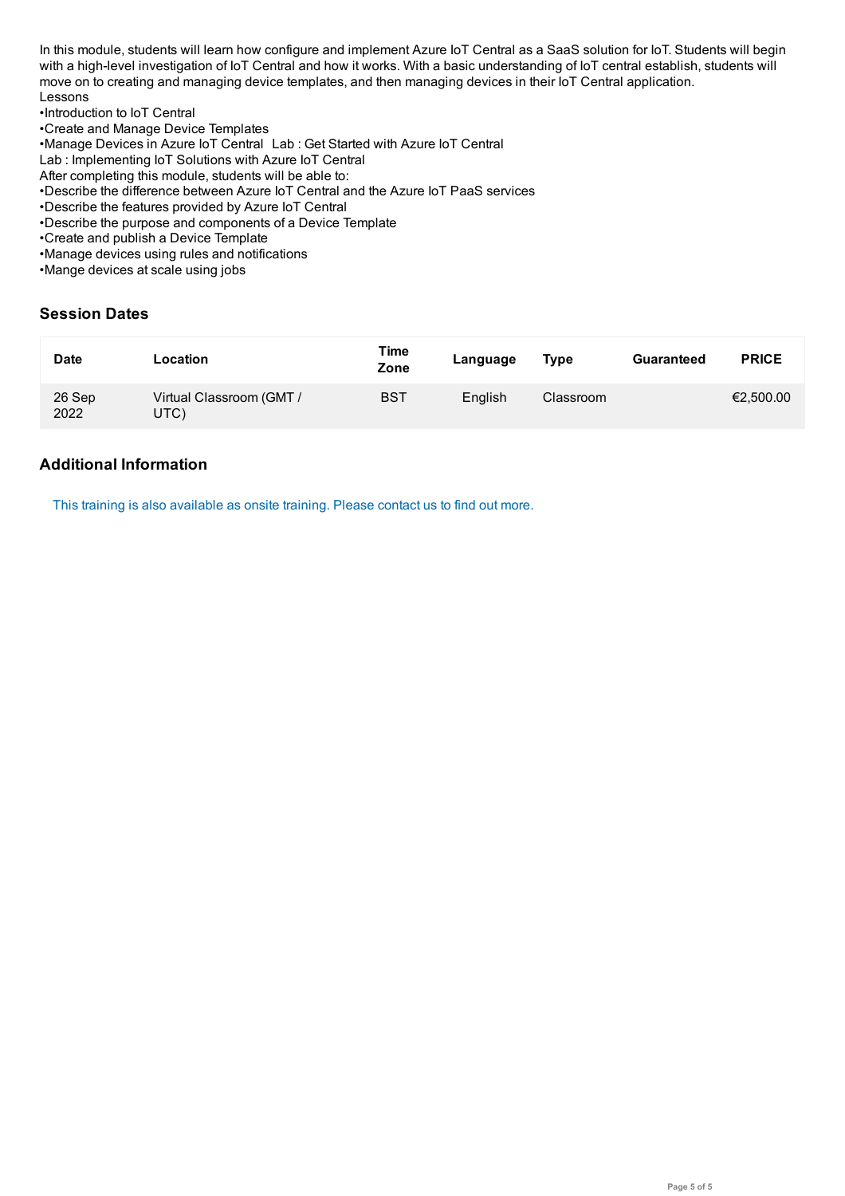In this module, students will learn how configure and implement Azure IoT Central as a SaaS solution for IoT. Students will begin with a high-level investigation of IoT Central and how it works. With a basic understanding of IoT central establish, students will move on to creating and managing device templates, and then managing devices in their IoT Central application.
Lessons
•Introduction to IoT Central
•Create and Manage Device Templates
•Manage Devices in Azure IoT Central  Lab : Get Started with Azure IoT Central
Lab : Implementing IoT Solutions with Azure IoT Central
After completing this module, students will be able to:
•Describe the difference between Azure IoT Central and the Azure IoT PaaS services
•Describe the features provided by Azure IoT Central
•Describe the purpose and components of a Device Template
•Create and publish a Device Template
•Manage devices using rules and notifications
•Mange devices at scale using jobs

## Session Dates

| Date | Location | Time Zone | Language | Type | Guaranteed | PRICE |
|---|---|---|---|---|---|---|
| 26 Sep 2022 | Virtual Classroom (GMT / UTC) | BST | English | Classroom | | €2,500.00 |

## Additional Information

This training is also available as onsite training. Please contact us to find out more.